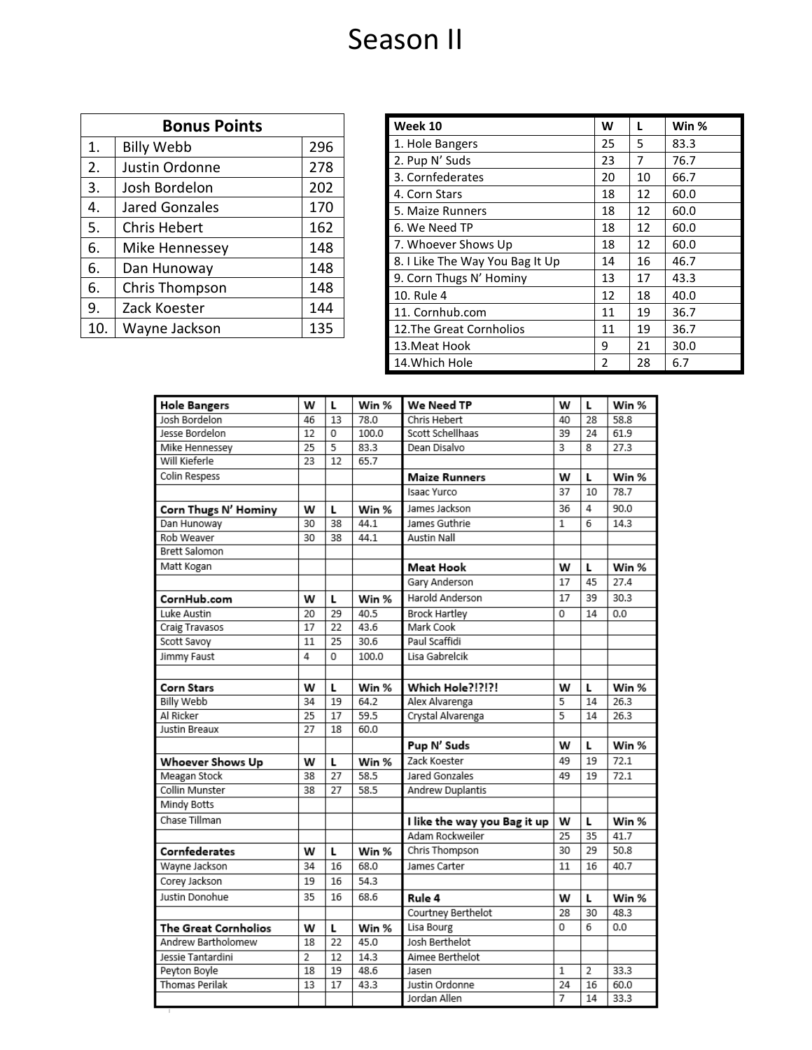# Season II

| Bonus Points | | |
|---|---|---|
| 1. | Billy Webb | 296 |
| 2. | Justin Ordonne | 278 |
| 3. | Josh Bordelon | 202 |
| 4. | Jared Gonzales | 170 |
| 5. | Chris Hebert | 162 |
| 6. | Mike Hennessey | 148 |
| 6. | Dan Hunoway | 148 |
| 6. | Chris Thompson | 148 |
| 9. | Zack Koester | 144 |
| 10. | Wayne Jackson | 135 |

| Week 10 | W | L | Win % |
|---|---|---|---|
| 1. Hole Bangers | 25 | 5 | 83.3 |
| 2. Pup N' Suds | 23 | 7 | 76.7 |
| 3. Cornfederates | 20 | 10 | 66.7 |
| 4. Corn Stars | 18 | 12 | 60.0 |
| 5. Maize Runners | 18 | 12 | 60.0 |
| 6. We Need TP | 18 | 12 | 60.0 |
| 7. Whoever Shows Up | 18 | 12 | 60.0 |
| 8. I Like The Way You Bag It Up | 14 | 16 | 46.7 |
| 9. Corn Thugs N' Hominy | 13 | 17 | 43.3 |
| 10. Rule 4 | 12 | 18 | 40.0 |
| 11. Cornhub.com | 11 | 19 | 36.7 |
| 12.The Great Cornholios | 11 | 19 | 36.7 |
| 13.Meat Hook | 9 | 21 | 30.0 |
| 14.Which Hole | 2 | 28 | 6.7 |

| Hole Bangers | W | L | Win % |
|---|---|---|---|
| Josh Bordelon | 46 | 13 | 78.0 |
| Jesse Bordelon | 12 | 0 | 100.0 |
| Mike Hennessey | 25 | 5 | 83.3 |
| Will Kieferle | 23 | 12 | 65.7 |
| Colin Respess | | | |

| Corn Thugs N' Hominy | W | L | Win % |
|---|---|---|---|
| Dan Hunoway | 30 | 38 | 44.1 |
| Rob Weaver | 30 | 38 | 44.1 |
| Brett Salomon | | | |
| Matt Kogan | | | |

| CornHub.com | W | L | Win % |
|---|---|---|---|
| Luke Austin | 20 | 29 | 40.5 |
| Craig Travasos | 17 | 22 | 43.6 |
| Scott Savoy | 11 | 25 | 30.6 |
| Jimmy Faust | 4 | 0 | 100.0 |

| Corn Stars | W | L | Win % |
|---|---|---|---|
| Billy Webb | 34 | 19 | 64.2 |
| Al Ricker | 25 | 17 | 59.5 |
| Justin Breaux | 27 | 18 | 60.0 |

| Whoever Shows Up | W | L | Win % |
|---|---|---|---|
| Meagan Stock | 38 | 27 | 58.5 |
| Collin Munster | 38 | 27 | 58.5 |
| Mindy Botts | | | |
| Chase Tillman | | | |

| Cornfederates | W | L | Win % |
|---|---|---|---|
| Wayne Jackson | 34 | 16 | 68.0 |
| Corey Jackson | 19 | 16 | 54.3 |
| Justin Donohue | 35 | 16 | 68.6 |

| The Great Cornholios | W | L | Win % |
|---|---|---|---|
| Andrew Bartholomew | 18 | 22 | 45.0 |
| Jessie Tantardini | 2 | 12 | 14.3 |
| Peyton Boyle | 18 | 19 | 48.6 |
| Thomas Perilak | 13 | 17 | 43.3 |

| We Need TP | W | L | Win % |
|---|---|---|---|
| Chris Hebert | 40 | 28 | 58.8 |
| Scott Schellhaas | 39 | 24 | 61.9 |
| Dean Disalvo | 3 | 8 | 27.3 |

| Maize Runners | W | L | Win % |
|---|---|---|---|
| Isaac Yurco | 37 | 10 | 78.7 |
| James Jackson | 36 | 4 | 90.0 |
| James Guthrie | 1 | 6 | 14.3 |
| Austin Nall | | | |

| Meat Hook | W | L | Win % |
|---|---|---|---|
| Gary Anderson | 17 | 45 | 27.4 |
| Harold Anderson | 17 | 39 | 30.3 |
| Brock Hartley | 0 | 14 | 0.0 |
| Mark Cook | | | |
| Paul Scaffidi | | | |
| Lisa Gabrelcik | | | |

| Which Hole?!?!?! | W | L | Win % |
|---|---|---|---|
| Alex Alvarenga | 5 | 14 | 26.3 |
| Crystal Alvarenga | 5 | 14 | 26.3 |

| Pup N' Suds | W | L | Win % |
|---|---|---|---|
| Zack Koester | 49 | 19 | 72.1 |
| Jared Gonzales | 49 | 19 | 72.1 |
| Andrew Duplantis | | | |

| I like the way you Bag it up | W | L | Win % |
|---|---|---|---|
| Adam Rockweiler | 25 | 35 | 41.7 |
| Chris Thompson | 30 | 29 | 50.8 |
| James Carter | 11 | 16 | 40.7 |

| Rule 4 | W | L | Win % |
|---|---|---|---|
| Courtney Berthelot | 28 | 30 | 48.3 |
| Lisa Bourg | 0 | 6 | 0.0 |
| Josh Berthelot | | | |
| Aimee Berthelot | | | |
| Jasen | 1 | 2 | 33.3 |
| Justin Ordonne | 24 | 16 | 60.0 |
| Jordan Allen | 7 | 14 | 33.3 |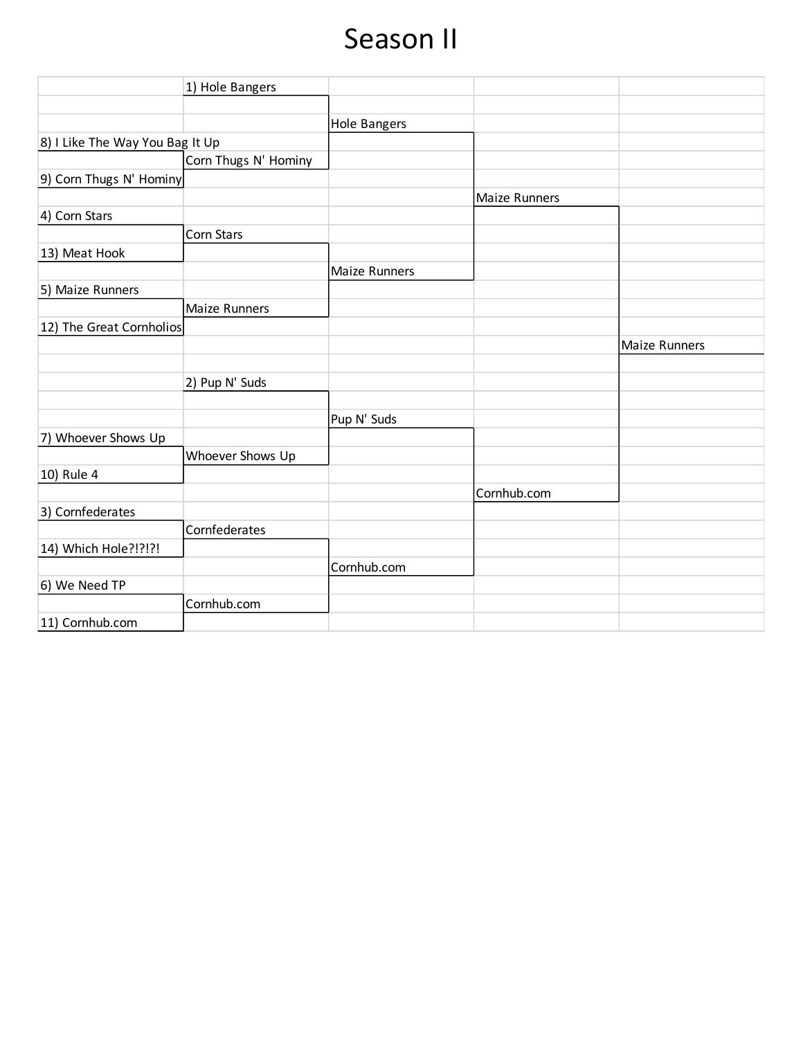# Season II

| | | | | |
|---|---|---|---|---|
| | 1) Hole Bangers | | | |
| | | | | |
| | | Hole Bangers | | |
| 8) I Like The Way You Bag It Up | | | | |
| | Corn Thugs N' Hominy | | | |
| 9) Corn Thugs N' Hominy | | | | |
| | | | Maize Runners | |
| 4) Corn Stars | | | | |
| | Corn Stars | | | |
| 13) Meat Hook | | | | |
| | | Maize Runners | | |
| 5) Maize Runners | | | | |
| | Maize Runners | | | |
| 12) The Great Cornholios | | | | |
| | | | | Maize Runners |
| | | | | |
| | 2) Pup N' Suds | | | |
| | | | | |
| | | Pup N' Suds | | |
| 7) Whoever Shows Up | | | | |
| | Whoever Shows Up | | | |
| 10) Rule 4 | | | | |
| | | | Cornhub.com | |
| 3) Cornfederates | | | | |
| | Cornfederates | | | |
| 14) Which Hole?!?!?! | | | | |
| | | Cornhub.com | | |
| 6) We Need TP | | | | |
| | Cornhub.com | | | |
| 11) Cornhub.com | | | | |